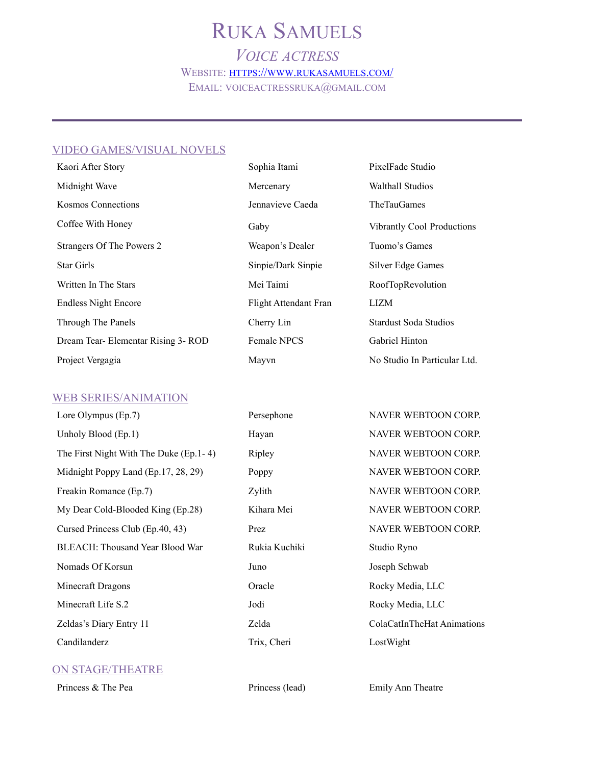# Ruka Samuels

## *Voice actress*

Website: [https://www.rukasamuels.com/](https://www.rukasamuels.com/)

Email: voiceactressruka@gmail.com

---

## VIDEO GAMES/VISUAL NOVELS

| | | |
|---|---|---|
| Kaori After Story | Sophia Itami | PixelFade Studio |
| Midnight Wave | Mercenary | Walthall Studios |
| Kosmos Connections | Jennavieve Caeda | TheTauGames |
| Coffee With Honey | Gaby | Vibrantly Cool Productions |
| Strangers Of The Powers 2 | Weapon's Dealer | Tuomo's Games |
| Star Girls | Sinpie/Dark Sinpie | Silver Edge Games |
| Written In The Stars | Mei Taimi | RoofTopRevolution |
| Endless Night Encore | Flight Attendant Fran | LIZM |
| Through The Panels | Cherry Lin | Stardust Soda Studios |
| Dream Tear- Elementar Rising 3- ROD | Female NPCS | Gabriel Hinton |
| Project Vergagia | Mayvn | No Studio In Particular Ltd. |

## WEB SERIES/ANIMATION

| | | |
|---|---|---|
| Lore Olympus (Ep.7) | Persephone | NAVER WEBTOON CORP. |
| Unholy Blood (Ep.1) | Hayan | NAVER WEBTOON CORP. |
| The First Night With The Duke (Ep.1- 4) | Ripley | NAVER WEBTOON CORP. |
| Midnight Poppy Land (Ep.17, 28, 29) | Poppy | NAVER WEBTOON CORP. |
| Freakin Romance (Ep.7) | Zylith | NAVER WEBTOON CORP. |
| My Dear Cold-Blooded King (Ep.28) | Kihara Mei | NAVER WEBTOON CORP. |
| Cursed Princess Club (Ep.40, 43) | Prez | NAVER WEBTOON CORP. |
| BLEACH: Thousand Year Blood War | Rukia Kuchiki | Studio Ryno |
| Nomads Of Korsun | Juno | Joseph Schwab |
| Minecraft Dragons | Oracle | Rocky Media, LLC |
| Minecraft Life S.2 | Jodi | Rocky Media, LLC |
| Zeldas's Diary Entry 11 | Zelda | ColaCatInTheHat Animations |
| Candilanderz | Trix, Cheri | LostWight |

## ON STAGE/THEATRE

| | | |
|---|---|---|
| Princess & The Pea | Princess (lead) | Emily Ann Theatre |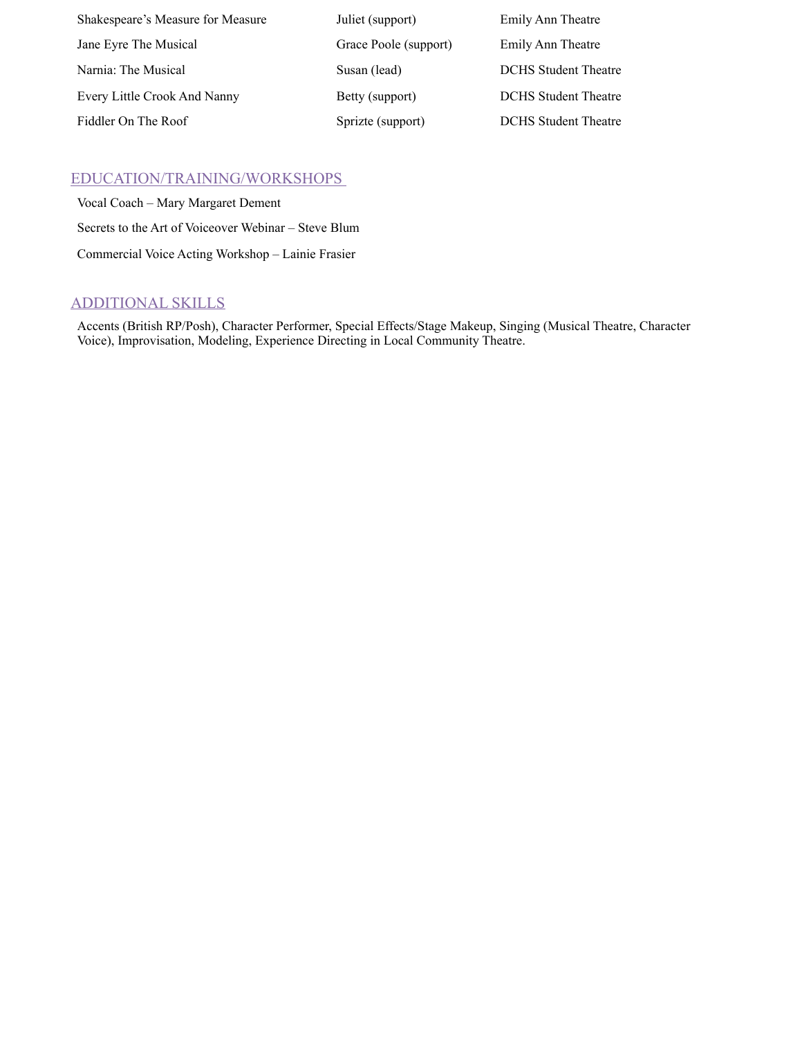| | | |
|---|---|---|
| Shakespeare's Measure for Measure | Juliet (support) | Emily Ann Theatre |
| Jane Eyre The Musical | Grace Poole (support) | Emily Ann Theatre |
| Narnia: The Musical | Susan (lead) | DCHS Student Theatre |
| Every Little Crook And Nanny | Betty (support) | DCHS Student Theatre |
| Fiddler On The Roof | Sprizte (support) | DCHS Student Theatre |

## EDUCATION/TRAINING/WORKSHOPS

Vocal Coach – Mary Margaret Dement

Secrets to the Art of Voiceover Webinar – Steve Blum

Commercial Voice Acting Workshop – Lainie Frasier

## ADDITIONAL SKILLS

Accents (British RP/Posh), Character Performer, Special Effects/Stage Makeup, Singing (Musical Theatre, Character Voice), Improvisation, Modeling, Experience Directing in Local Community Theatre.